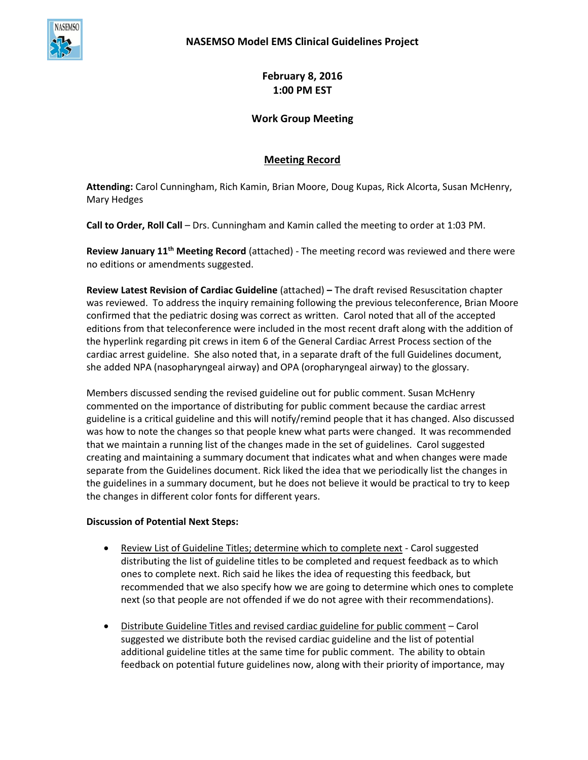# NASEMSO Model EMS Clinical Guidelines Project

**February 8, 2016**
**1:00 PM EST**

**Work Group Meeting**

## Meeting Record

**Attending:** Carol Cunningham, Rich Kamin, Brian Moore, Doug Kupas, Rick Alcorta, Susan McHenry, Mary Hedges

**Call to Order, Roll Call** – Drs. Cunningham and Kamin called the meeting to order at 1:03 PM.

**Review January 11th Meeting Record** (attached) - The meeting record was reviewed and there were no editions or amendments suggested.

**Review Latest Revision of Cardiac Guideline** (attached) **–** The draft revised Resuscitation chapter was reviewed. To address the inquiry remaining following the previous teleconference, Brian Moore confirmed that the pediatric dosing was correct as written. Carol noted that all of the accepted editions from that teleconference were included in the most recent draft along with the addition of the hyperlink regarding pit crews in item 6 of the General Cardiac Arrest Process section of the cardiac arrest guideline. She also noted that, in a separate draft of the full Guidelines document, she added NPA (nasopharyngeal airway) and OPA (oropharyngeal airway) to the glossary.

Members discussed sending the revised guideline out for public comment. Susan McHenry commented on the importance of distributing for public comment because the cardiac arrest guideline is a critical guideline and this will notify/remind people that it has changed. Also discussed was how to note the changes so that people knew what parts were changed. It was recommended that we maintain a running list of the changes made in the set of guidelines. Carol suggested creating and maintaining a summary document that indicates what and when changes were made separate from the Guidelines document. Rick liked the idea that we periodically list the changes in the guidelines in a summary document, but he does not believe it would be practical to try to keep the changes in different color fonts for different years.

**Discussion of Potential Next Steps:**

- <u>Review List of Guideline Titles; determine which to complete next</u> - Carol suggested distributing the list of guideline titles to be completed and request feedback as to which ones to complete next. Rich said he likes the idea of requesting this feedback, but recommended that we also specify how we are going to determine which ones to complete next (so that people are not offended if we do not agree with their recommendations).

- <u>Distribute Guideline Titles and revised cardiac guideline for public comment</u> – Carol suggested we distribute both the revised cardiac guideline and the list of potential additional guideline titles at the same time for public comment. The ability to obtain feedback on potential future guidelines now, along with their priority of importance, may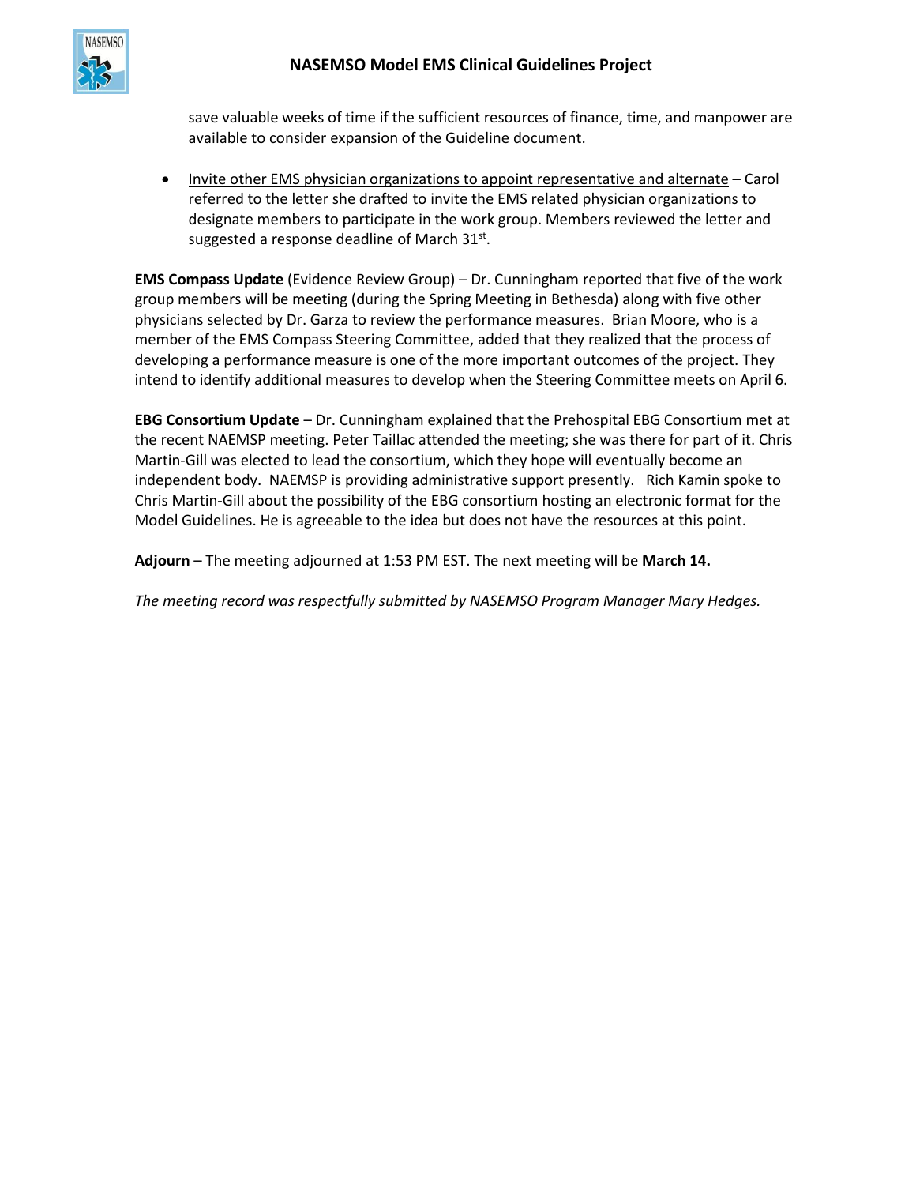save valuable weeks of time if the sufficient resources of finance, time, and manpower are available to consider expansion of the Guideline document.

- Invite other EMS physician organizations to appoint representative and alternate – Carol referred to the letter she drafted to invite the EMS related physician organizations to designate members to participate in the work group. Members reviewed the letter and suggested a response deadline of March 31st.

**EMS Compass Update** (Evidence Review Group) – Dr. Cunningham reported that five of the work group members will be meeting (during the Spring Meeting in Bethesda) along with five other physicians selected by Dr. Garza to review the performance measures. Brian Moore, who is a member of the EMS Compass Steering Committee, added that they realized that the process of developing a performance measure is one of the more important outcomes of the project. They intend to identify additional measures to develop when the Steering Committee meets on April 6.

**EBG Consortium Update** – Dr. Cunningham explained that the Prehospital EBG Consortium met at the recent NAEMSP meeting. Peter Taillac attended the meeting; she was there for part of it. Chris Martin-Gill was elected to lead the consortium, which they hope will eventually become an independent body. NAEMSP is providing administrative support presently. Rich Kamin spoke to Chris Martin-Gill about the possibility of the EBG consortium hosting an electronic format for the Model Guidelines. He is agreeable to the idea but does not have the resources at this point.

**Adjourn** – The meeting adjourned at 1:53 PM EST. The next meeting will be **March 14.**

*The meeting record was respectfully submitted by NASEMSO Program Manager Mary Hedges.*